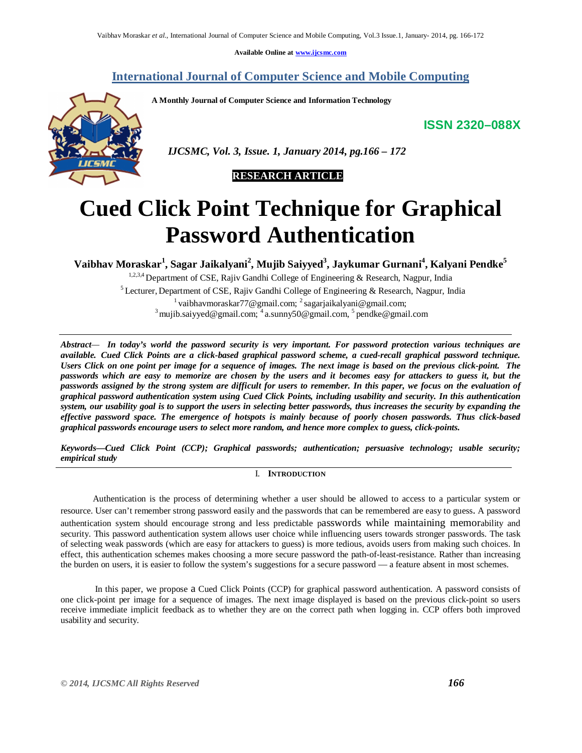Available Online at www.ijcsmc.com

# International Journal of Computer Science and Mobile Computing

A Monthly Journal of Computer Science and Information Technology

ISSN 2320–088X

*IJCSMC, Vol. 3, Issue. 1, January 2014, pg.166 – 172*

**RESEARCH ARTICLE**

# Cued Click Point Technique for Graphical Password Authentication

**Vaibhav Moraskar[1], Sagar Jaikalyani[2], Mujib Saiyyed[3], Jaykumar Gurnani[4], Kalyani Pendke[5]**

[1,2,3,4] Department of CSE, Rajiv Gandhi College of Engineering & Research, Nagpur, India

[5] Lecturer, Department of CSE, Rajiv Gandhi College of Engineering & Research, Nagpur, India

[1] vaibhavmoraskar77@gmail.com; [2] sagarjaikalyani@gmail.com;
[3] mujib.saiyyed@gmail.com; [4] a.sunny50@gmail.com, [5] pendke@gmail.com

***Abstract***— ***In today's world the password security is very important. For password protection various techniques are available. Cued Click Points are a click-based graphical password scheme, a cued-recall graphical password technique. Users Click on one point per image for a sequence of images. The next image is based on the previous click-point. The passwords which are easy to memorize are chosen by the users and it becomes easy for attackers to guess it, but the passwords assigned by the strong system are difficult for users to remember. In this paper, we focus on the evaluation of graphical password authentication system using Cued Click Points, including usability and security. In this authentication system, our usability goal is to support the users in selecting better passwords, thus increases the security by expanding the effective password space. The emergence of hotspots is mainly because of poorly chosen passwords. Thus click-based graphical passwords encourage users to select more random, and hence more complex to guess, click-points.***

***Keywords—Cued Click Point (CCP); Graphical passwords; authentication; persuasive technology; usable security; empirical study***

## I. Introduction

Authentication is the process of determining whether a user should be allowed to access to a particular system or resource. User can't remember strong password easily and the passwords that can be remembered are easy to guess. A password authentication system should encourage strong and less predictable passwords while maintaining memorability and security. This password authentication system allows user choice while influencing users towards stronger passwords. The task of selecting weak passwords (which are easy for attackers to guess) is more tedious, avoids users from making such choices. In effect, this authentication schemes makes choosing a more secure password the path-of-least-resistance. Rather than increasing the burden on users, it is easier to follow the system's suggestions for a secure password — a feature absent in most schemes.

In this paper, we propose a Cued Click Points (CCP) for graphical password authentication. A password consists of one click-point per image for a sequence of images. The next image displayed is based on the previous click-point so users receive immediate implicit feedback as to whether they are on the correct path when logging in. CCP offers both improved usability and security.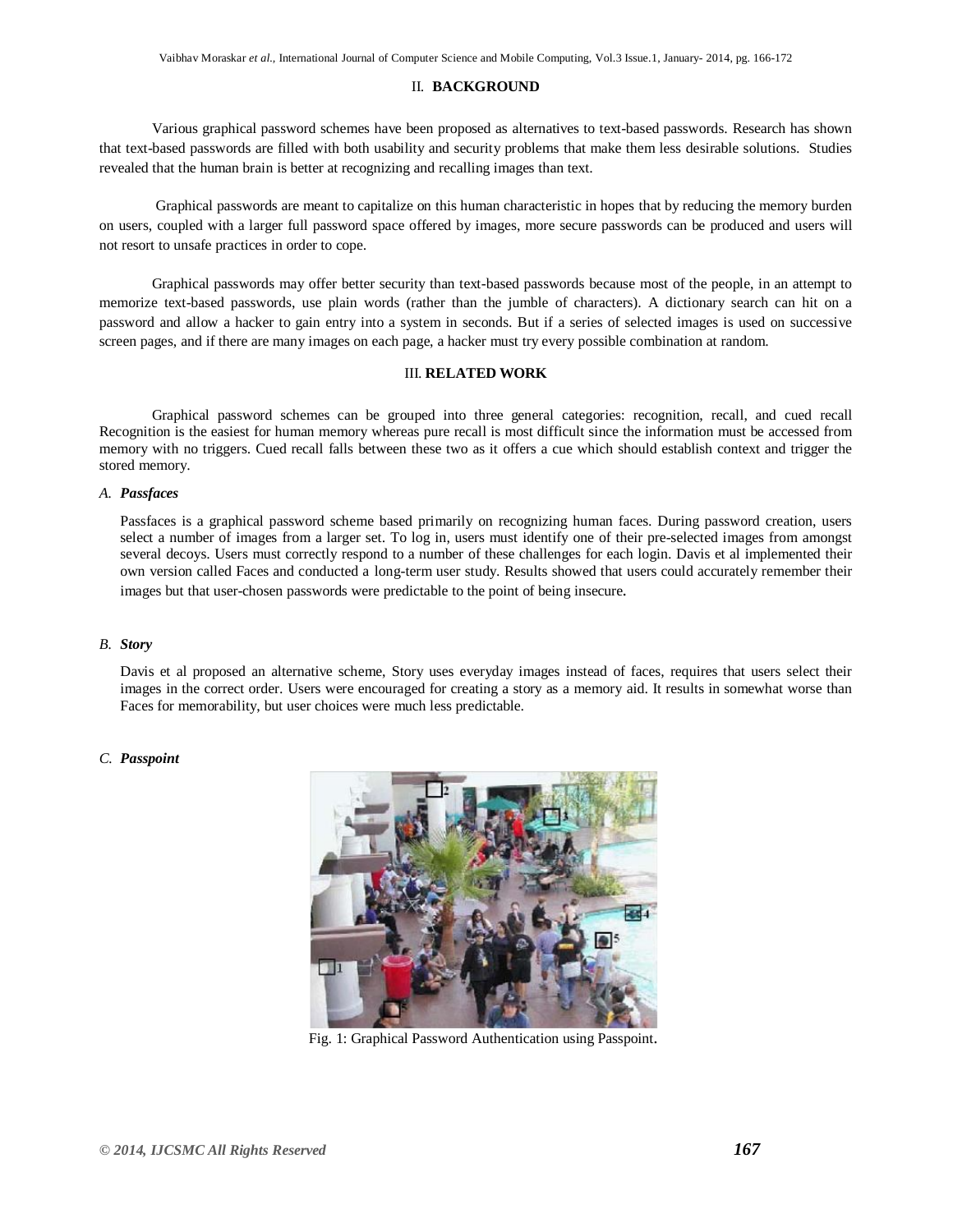## II. BACKGROUND

Various graphical password schemes have been proposed as alternatives to text-based passwords. Research has shown that text-based passwords are filled with both usability and security problems that make them less desirable solutions. Studies revealed that the human brain is better at recognizing and recalling images than text.

Graphical passwords are meant to capitalize on this human characteristic in hopes that by reducing the memory burden on users, coupled with a larger full password space offered by images, more secure passwords can be produced and users will not resort to unsafe practices in order to cope.

Graphical passwords may offer better security than text-based passwords because most of the people, in an attempt to memorize text-based passwords, use plain words (rather than the jumble of characters). A dictionary search can hit on a password and allow a hacker to gain entry into a system in seconds. But if a series of selected images is used on successive screen pages, and if there are many images on each page, a hacker must try every possible combination at random.

## III. RELATED WORK

Graphical password schemes can be grouped into three general categories: recognition, recall, and cued recall Recognition is the easiest for human memory whereas pure recall is most difficult since the information must be accessed from memory with no triggers. Cued recall falls between these two as it offers a cue which should establish context and trigger the stored memory.

### *A. Passfaces*

Passfaces is a graphical password scheme based primarily on recognizing human faces. During password creation, users select a number of images from a larger set. To log in, users must identify one of their pre-selected images from amongst several decoys. Users must correctly respond to a number of these challenges for each login. Davis et al implemented their own version called Faces and conducted a long-term user study. Results showed that users could accurately remember their images but that user-chosen passwords were predictable to the point of being insecure.

### *B. Story*

Davis et al proposed an alternative scheme, Story uses everyday images instead of faces, requires that users select their images in the correct order. Users were encouraged for creating a story as a memory aid. It results in somewhat worse than Faces for memorability, but user choices were much less predictable.

### *C. Passpoint*

Fig. 1: Graphical Password Authentication using Passpoint.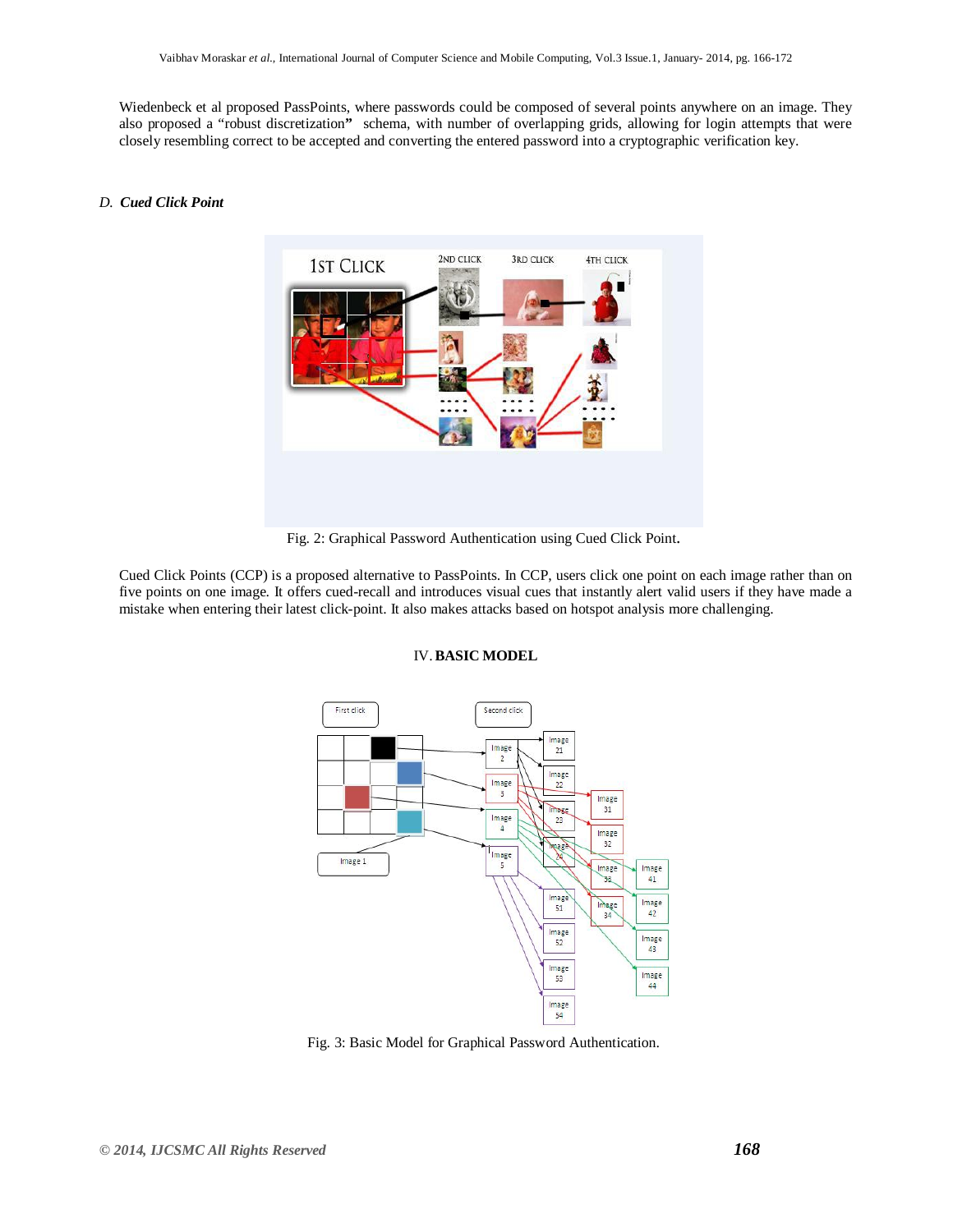Wiedenbeck et al proposed PassPoints, where passwords could be composed of several points anywhere on an image. They also proposed a "robust discretization" schema, with number of overlapping grids, allowing for login attempts that were closely resembling correct to be accepted and converting the entered password into a cryptographic verification key.

### D. *Cued Click Point*

Fig. 2: Graphical Password Authentication using Cued Click Point.

Cued Click Points (CCP) is a proposed alternative to PassPoints. In CCP, users click one point on each image rather than on five points on one image. It offers cued-recall and introduces visual cues that instantly alert valid users if they have made a mistake when entering their latest click-point. It also makes attacks based on hotspot analysis more challenging.

## IV. BASIC MODEL

Fig. 3: Basic Model for Graphical Password Authentication.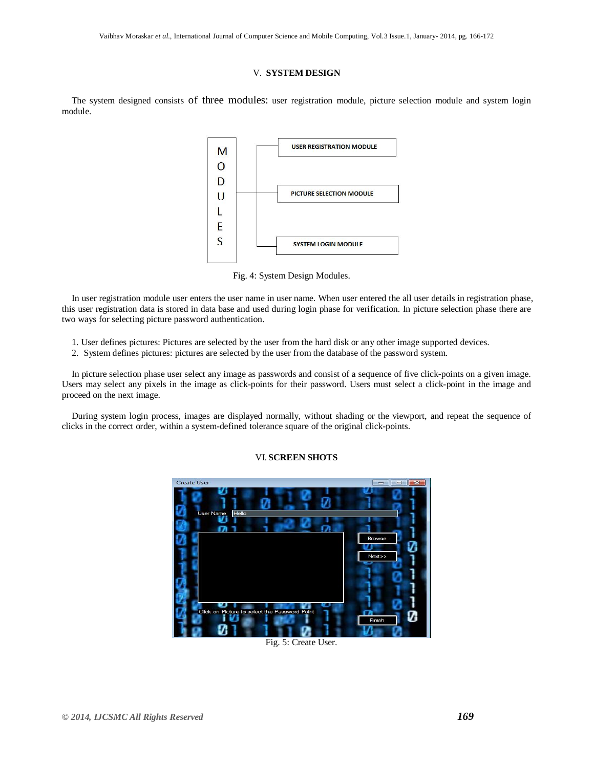## V. SYSTEM DESIGN

The system designed consists of three modules: user registration module, picture selection module and system login module.

Fig. 4: System Design Modules.

In user registration module user enters the user name in user name. When user entered the all user details in registration phase, this user registration data is stored in data base and used during login phase for verification. In picture selection phase there are two ways for selecting picture password authentication.

1. User defines pictures: Pictures are selected by the user from the hard disk or any other image supported devices.
2. System defines pictures: pictures are selected by the user from the database of the password system.

In picture selection phase user select any image as passwords and consist of a sequence of five click-points on a given image. Users may select any pixels in the image as click-points for their password. Users must select a click-point in the image and proceed on the next image.

During system login process, images are displayed normally, without shading or the viewport, and repeat the sequence of clicks in the correct order, within a system-defined tolerance square of the original click-points.

## VI. SCREEN SHOTS

Fig. 5: Create User.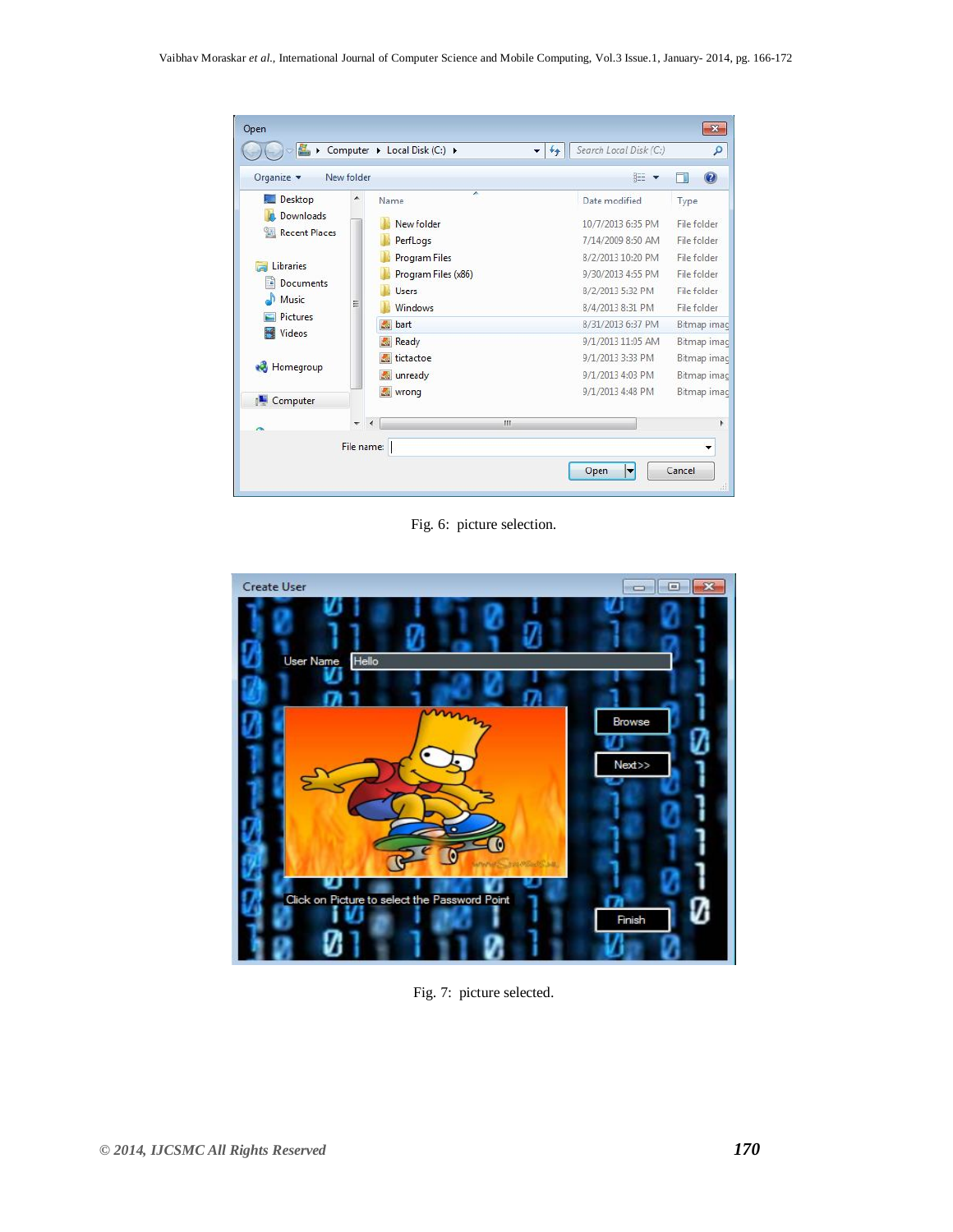Fig. 6: picture selection.

Fig. 7: picture selected.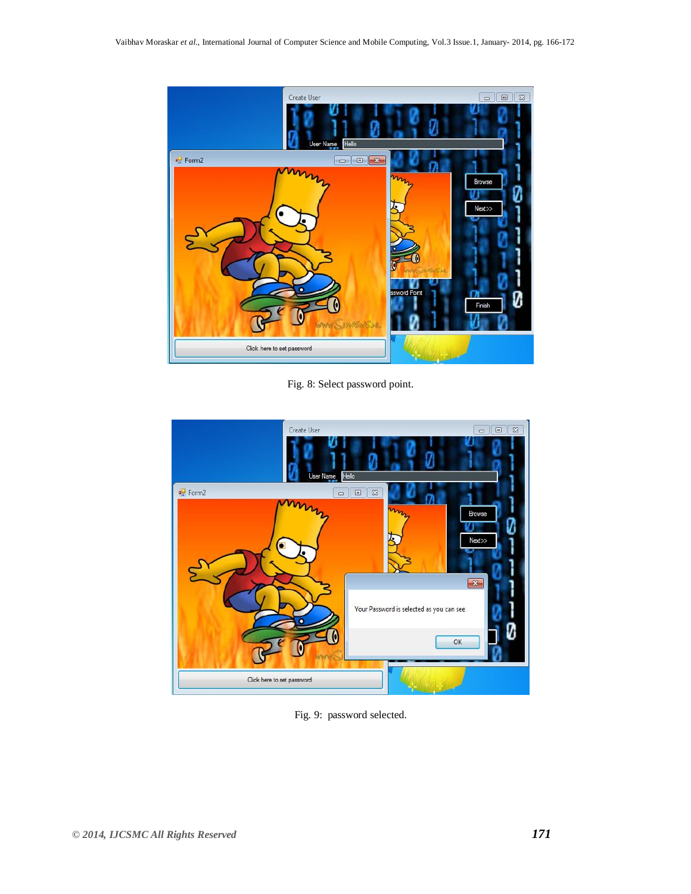Fig. 8: Select password point.

Fig. 9: password selected.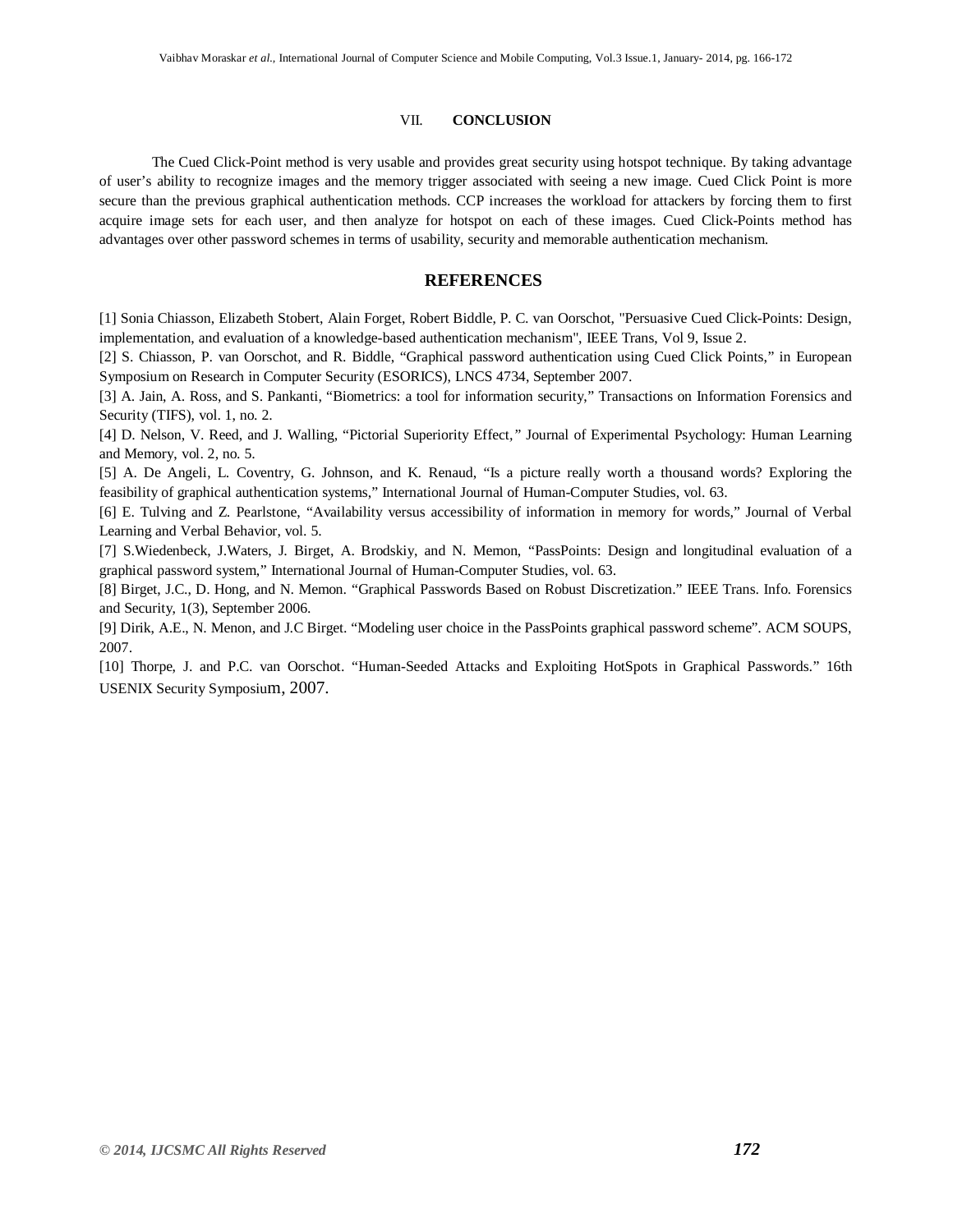## VII. CONCLUSION

The Cued Click-Point method is very usable and provides great security using hotspot technique. By taking advantage of user's ability to recognize images and the memory trigger associated with seeing a new image. Cued Click Point is more secure than the previous graphical authentication methods. CCP increases the workload for attackers by forcing them to first acquire image sets for each user, and then analyze for hotspot on each of these images. Cued Click-Points method has advantages over other password schemes in terms of usability, security and memorable authentication mechanism.

## REFERENCES

[1] Sonia Chiasson, Elizabeth Stobert, Alain Forget, Robert Biddle, P. C. van Oorschot, "Persuasive Cued Click-Points: Design, implementation, and evaluation of a knowledge-based authentication mechanism", IEEE Trans, Vol 9, Issue 2.

[2] S. Chiasson, P. van Oorschot, and R. Biddle, "Graphical password authentication using Cued Click Points," in European Symposium on Research in Computer Security (ESORICS), LNCS 4734, September 2007.

[3] A. Jain, A. Ross, and S. Pankanti, "Biometrics: a tool for information security," Transactions on Information Forensics and Security (TIFS), vol. 1, no. 2.

[4] D. Nelson, V. Reed, and J. Walling, "Pictorial Superiority Effect," Journal of Experimental Psychology: Human Learning and Memory, vol. 2, no. 5.

[5] A. De Angeli, L. Coventry, G. Johnson, and K. Renaud, "Is a picture really worth a thousand words? Exploring the feasibility of graphical authentication systems," International Journal of Human-Computer Studies, vol. 63.

[6] E. Tulving and Z. Pearlstone, "Availability versus accessibility of information in memory for words," Journal of Verbal Learning and Verbal Behavior, vol. 5.

[7] S.Wiedenbeck, J.Waters, J. Birget, A. Brodskiy, and N. Memon, "PassPoints: Design and longitudinal evaluation of a graphical password system," International Journal of Human-Computer Studies, vol. 63.

[8] Birget, J.C., D. Hong, and N. Memon. "Graphical Passwords Based on Robust Discretization." IEEE Trans. Info. Forensics and Security, 1(3), September 2006.

[9] Dirik, A.E., N. Menon, and J.C Birget. "Modeling user choice in the PassPoints graphical password scheme". ACM SOUPS, 2007.

[10] Thorpe, J. and P.C. van Oorschot. "Human-Seeded Attacks and Exploiting HotSpots in Graphical Passwords." 16th USENIX Security Symposium, 2007.